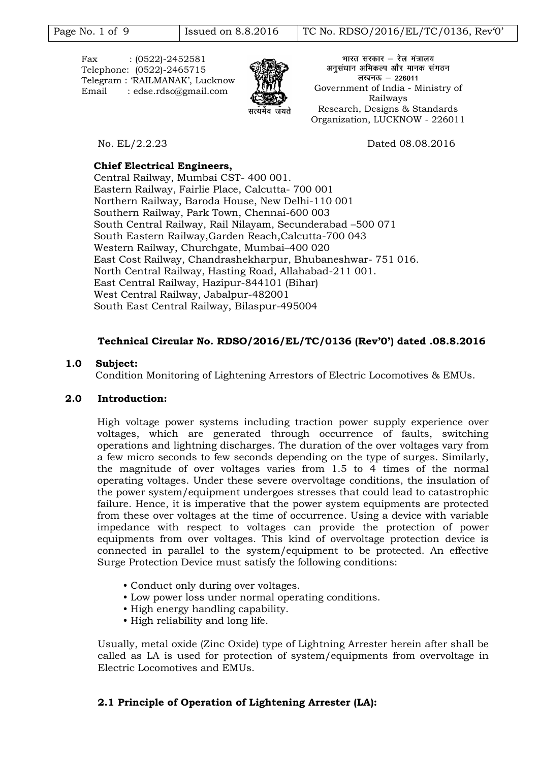Fax : (0522)-2452581
Telephone: (0522)-2465715
Telegram : 'RAILMANAK', Lucknow
Email : edse.rdso@gmail.com

भारत सरकार – रेल मंत्रालय
अनुसंधान अभिकल्प और मानक संगठन
लखनऊ – 226011
Government of India - Ministry of Railways
Research, Designs & Standards Organization, LUCKNOW - 226011

No. EL/2.2.23 Dated 08.08.2016

**Chief Electrical Engineers,**
Central Railway, Mumbai CST- 400 001.
Eastern Railway, Fairlie Place, Calcutta- 700 001
Northern Railway, Baroda House, New Delhi-110 001
Southern Railway, Park Town, Chennai-600 003
South Central Railway, Rail Nilayam, Secunderabad –500 071
South Eastern Railway,Garden Reach,Calcutta-700 043
Western Railway, Churchgate, Mumbai–400 020
East Cost Railway, Chandrashekharpur, Bhubaneshwar- 751 016.
North Central Railway, Hasting Road, Allahabad-211 001.
East Central Railway, Hazipur-844101 (Bihar)
West Central Railway, Jabalpur-482001
South East Central Railway, Bilaspur-495004

**Technical Circular No. RDSO/2016/EL/TC/0136 (Rev'0') dated .08.8.2016**

## 1.0 Subject:

Condition Monitoring of Lightening Arrestors of Electric Locomotives & EMUs.

## 2.0 Introduction:

High voltage power systems including traction power supply experience over voltages, which are generated through occurrence of faults, switching operations and lightning discharges. The duration of the over voltages vary from a few micro seconds to few seconds depending on the type of surges. Similarly, the magnitude of over voltages varies from 1.5 to 4 times of the normal operating voltages. Under these severe overvoltage conditions, the insulation of the power system/equipment undergoes stresses that could lead to catastrophic failure. Hence, it is imperative that the power system equipments are protected from these over voltages at the time of occurrence. Using a device with variable impedance with respect to voltages can provide the protection of power equipments from over voltages. This kind of overvoltage protection device is connected in parallel to the system/equipment to be protected. An effective Surge Protection Device must satisfy the following conditions:

- Conduct only during over voltages.
- Low power loss under normal operating conditions.
- High energy handling capability.
- High reliability and long life.

Usually, metal oxide (Zinc Oxide) type of Lightning Arrester herein after shall be called as LA is used for protection of system/equipments from overvoltage in Electric Locomotives and EMUs.

### 2.1 Principle of Operation of Lightening Arrester (LA):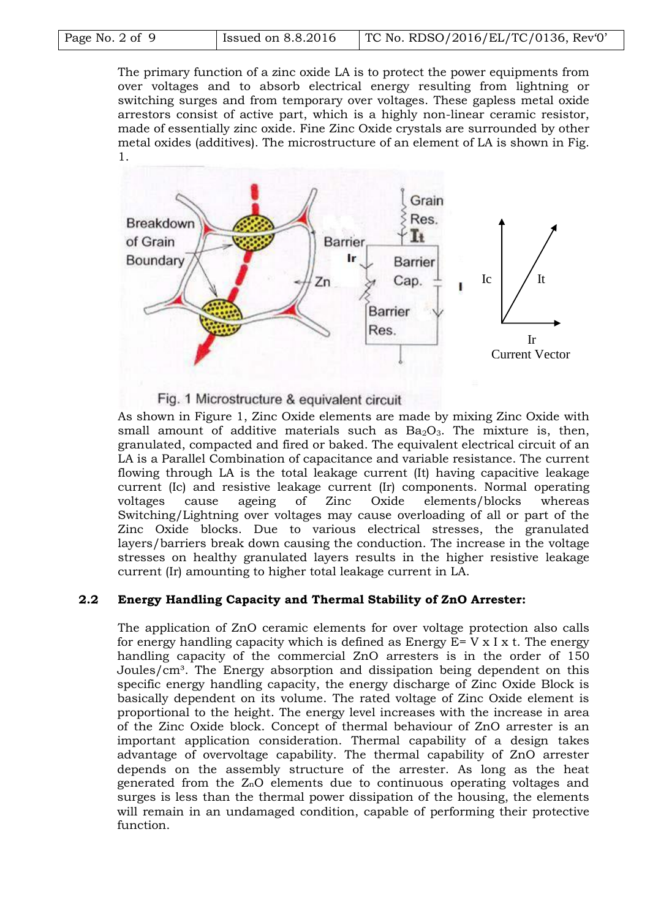The primary function of a zinc oxide LA is to protect the power equipments from over voltages and to absorb electrical energy resulting from lightning or switching surges and from temporary over voltages. These gapless metal oxide arrestors consist of active part, which is a highly non-linear ceramic resistor, made of essentially zinc oxide. Fine Zinc Oxide crystals are surrounded by other metal oxides (additives). The microstructure of an element of LA is shown in Fig. 1.

Fig. 1 Microstructure & equivalent circuit

As shown in Figure 1, Zinc Oxide elements are made by mixing Zinc Oxide with small amount of additive materials such as $Ba_2O_3$. The mixture is, then, granulated, compacted and fired or baked. The equivalent electrical circuit of an LA is a Parallel Combination of capacitance and variable resistance. The current flowing through LA is the total leakage current (It) having capacitive leakage current (Ic) and resistive leakage current (Ir) components. Normal operating voltages cause ageing of Zinc Oxide elements/blocks whereas Switching/Lightning over voltages may cause overloading of all or part of the Zinc Oxide blocks. Due to various electrical stresses, the granulated layers/barriers break down causing the conduction. The increase in the voltage stresses on healthy granulated layers results in the higher resistive leakage current (Ir) amounting to higher total leakage current in LA.

### 2.2 Energy Handling Capacity and Thermal Stability of ZnO Arrester:

The application of ZnO ceramic elements for over voltage protection also calls for energy handling capacity which is defined as Energy E= V x I x t. The energy handling capacity of the commercial ZnO arresters is in the order of 150 Joules/$cm^3$. The Energy absorption and dissipation being dependent on this specific energy handling capacity, the energy discharge of Zinc Oxide Block is basically dependent on its volume. The rated voltage of Zinc Oxide element is proportional to the height. The energy level increases with the increase in area of the Zinc Oxide block. Concept of thermal behaviour of ZnO arrester is an important application consideration. Thermal capability of a design takes advantage of overvoltage capability. The thermal capability of ZnO arrester depends on the assembly structure of the arrester. As long as the heat generated from the $Z_nO$ elements due to continuous operating voltages and surges is less than the thermal power dissipation of the housing, the elements will remain in an undamaged condition, capable of performing their protective function.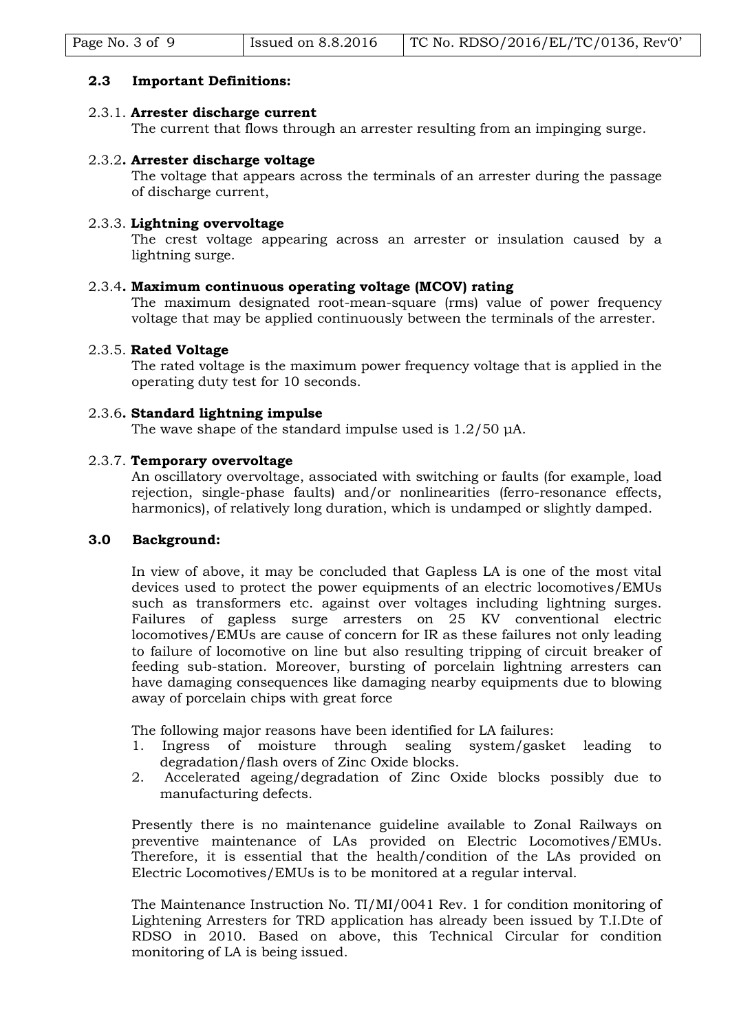### 2.3 Important Definitions:

2.3.1. **Arrester discharge current**

The current that flows through an arrester resulting from an impinging surge.

2.3.2**. Arrester discharge voltage**

The voltage that appears across the terminals of an arrester during the passage of discharge current,

2.3.3. **Lightning overvoltage**

The crest voltage appearing across an arrester or insulation caused by a lightning surge.

2.3.4**. Maximum continuous operating voltage (MCOV) rating**

The maximum designated root-mean-square (rms) value of power frequency voltage that may be applied continuously between the terminals of the arrester.

2.3.5. **Rated Voltage**

The rated voltage is the maximum power frequency voltage that is applied in the operating duty test for 10 seconds.

2.3.6**. Standard lightning impulse**

The wave shape of the standard impulse used is 1.2/50 μA.

2.3.7. **Temporary overvoltage**

An oscillatory overvoltage, associated with switching or faults (for example, load rejection, single-phase faults) and/or nonlinearities (ferro-resonance effects, harmonics), of relatively long duration, which is undamped or slightly damped.

### 3.0 Background:

In view of above, it may be concluded that Gapless LA is one of the most vital devices used to protect the power equipments of an electric locomotives/EMUs such as transformers etc. against over voltages including lightning surges. Failures of gapless surge arresters on 25 KV conventional electric locomotives/EMUs are cause of concern for IR as these failures not only leading to failure of locomotive on line but also resulting tripping of circuit breaker of feeding sub-station. Moreover, bursting of porcelain lightning arresters can have damaging consequences like damaging nearby equipments due to blowing away of porcelain chips with great force

The following major reasons have been identified for LA failures:

1. Ingress of moisture through sealing system/gasket leading to degradation/flash overs of Zinc Oxide blocks.
2. Accelerated ageing/degradation of Zinc Oxide blocks possibly due to manufacturing defects.

Presently there is no maintenance guideline available to Zonal Railways on preventive maintenance of LAs provided on Electric Locomotives/EMUs. Therefore, it is essential that the health/condition of the LAs provided on Electric Locomotives/EMUs is to be monitored at a regular interval.

The Maintenance Instruction No. TI/MI/0041 Rev. 1 for condition monitoring of Lightening Arresters for TRD application has already been issued by T.I.Dte of RDSO in 2010. Based on above, this Technical Circular for condition monitoring of LA is being issued.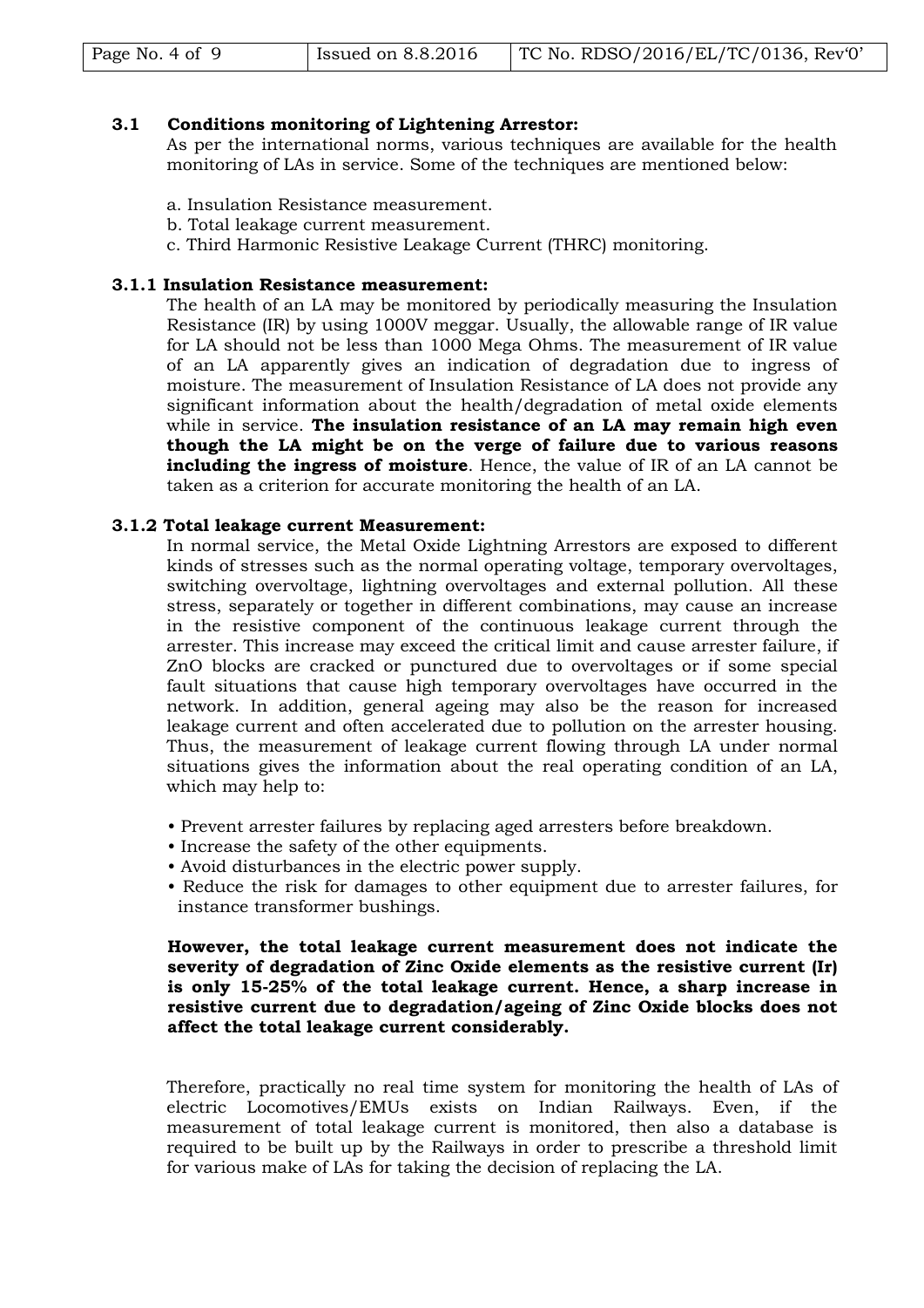### 3.1 Conditions monitoring of Lightening Arrestor:

As per the international norms, various techniques are available for the health monitoring of LAs in service. Some of the techniques are mentioned below:

a. Insulation Resistance measurement.
b. Total leakage current measurement.
c. Third Harmonic Resistive Leakage Current (THRC) monitoring.

#### 3.1.1 Insulation Resistance measurement:

The health of an LA may be monitored by periodically measuring the Insulation Resistance (IR) by using 1000V meggar. Usually, the allowable range of IR value for LA should not be less than 1000 Mega Ohms. The measurement of IR value of an LA apparently gives an indication of degradation due to ingress of moisture. The measurement of Insulation Resistance of LA does not provide any significant information about the health/degradation of metal oxide elements while in service. **The insulation resistance of an LA may remain high even though the LA might be on the verge of failure due to various reasons including the ingress of moisture**. Hence, the value of IR of an LA cannot be taken as a criterion for accurate monitoring the health of an LA.

#### 3.1.2 Total leakage current Measurement:

In normal service, the Metal Oxide Lightning Arrestors are exposed to different kinds of stresses such as the normal operating voltage, temporary overvoltages, switching overvoltage, lightning overvoltages and external pollution. All these stress, separately or together in different combinations, may cause an increase in the resistive component of the continuous leakage current through the arrester. This increase may exceed the critical limit and cause arrester failure, if ZnO blocks are cracked or punctured due to overvoltages or if some special fault situations that cause high temporary overvoltages have occurred in the network. In addition, general ageing may also be the reason for increased leakage current and often accelerated due to pollution on the arrester housing. Thus, the measurement of leakage current flowing through LA under normal situations gives the information about the real operating condition of an LA, which may help to:

- Prevent arrester failures by replacing aged arresters before breakdown.
- Increase the safety of the other equipments.
- Avoid disturbances in the electric power supply.
- Reduce the risk for damages to other equipment due to arrester failures, for instance transformer bushings.

**However, the total leakage current measurement does not indicate the severity of degradation of Zinc Oxide elements as the resistive current (Ir) is only 15-25% of the total leakage current. Hence, a sharp increase in resistive current due to degradation/ageing of Zinc Oxide blocks does not affect the total leakage current considerably.**

Therefore, practically no real time system for monitoring the health of LAs of electric Locomotives/EMUs exists on Indian Railways. Even, if the measurement of total leakage current is monitored, then also a database is required to be built up by the Railways in order to prescribe a threshold limit for various make of LAs for taking the decision of replacing the LA.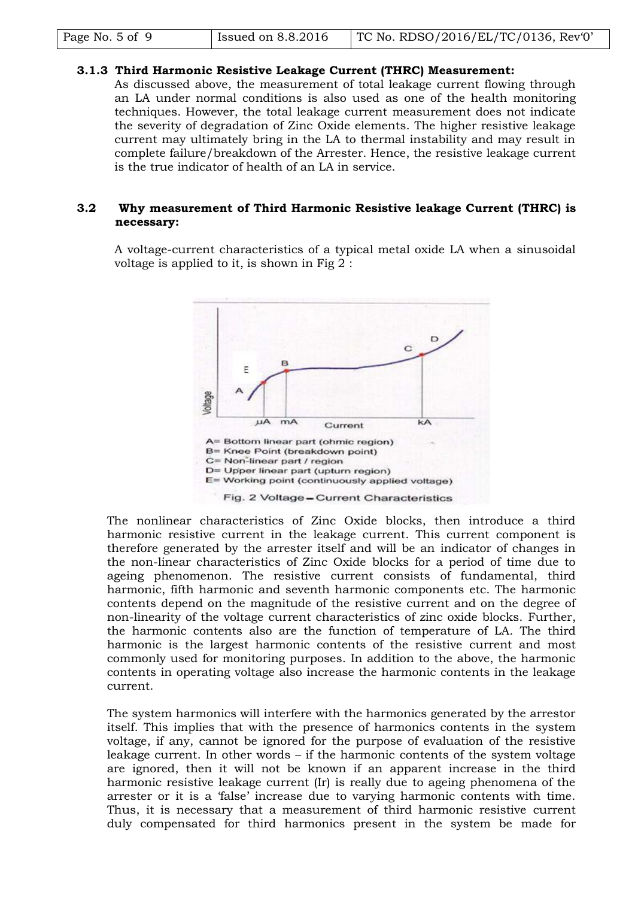### 3.1.3 Third Harmonic Resistive Leakage Current (THRC) Measurement:

As discussed above, the measurement of total leakage current flowing through an LA under normal conditions is also used as one of the health monitoring techniques. However, the total leakage current measurement does not indicate the severity of degradation of Zinc Oxide elements. The higher resistive leakage current may ultimately bring in the LA to thermal instability and may result in complete failure/breakdown of the Arrester. Hence, the resistive leakage current is the true indicator of health of an LA in service.

### 3.2 Why measurement of Third Harmonic Resistive leakage Current (THRC) is necessary:

A voltage-current characteristics of a typical metal oxide LA when a sinusoidal voltage is applied to it, is shown in Fig 2 :

A= Bottom linear part (ohmic region)
B= Knee Point (breakdown point)
C= Non-linear part / region
D= Upper linear part (upturn region)
E= Working point (continuously applied voltage)

Fig. 2 Voltage – Current Characteristics

The nonlinear characteristics of Zinc Oxide blocks, then introduce a third harmonic resistive current in the leakage current. This current component is therefore generated by the arrester itself and will be an indicator of changes in the non-linear characteristics of Zinc Oxide blocks for a period of time due to ageing phenomenon. The resistive current consists of fundamental, third harmonic, fifth harmonic and seventh harmonic components etc. The harmonic contents depend on the magnitude of the resistive current and on the degree of non-linearity of the voltage current characteristics of zinc oxide blocks. Further, the harmonic contents also are the function of temperature of LA. The third harmonic is the largest harmonic contents of the resistive current and most commonly used for monitoring purposes. In addition to the above, the harmonic contents in operating voltage also increase the harmonic contents in the leakage current.

The system harmonics will interfere with the harmonics generated by the arrestor itself. This implies that with the presence of harmonics contents in the system voltage, if any, cannot be ignored for the purpose of evaluation of the resistive leakage current. In other words – if the harmonic contents of the system voltage are ignored, then it will not be known if an apparent increase in the third harmonic resistive leakage current ($I_r$) is really due to ageing phenomena of the arrester or it is a 'false' increase due to varying harmonic contents with time. Thus, it is necessary that a measurement of third harmonic resistive current duly compensated for third harmonics present in the system be made for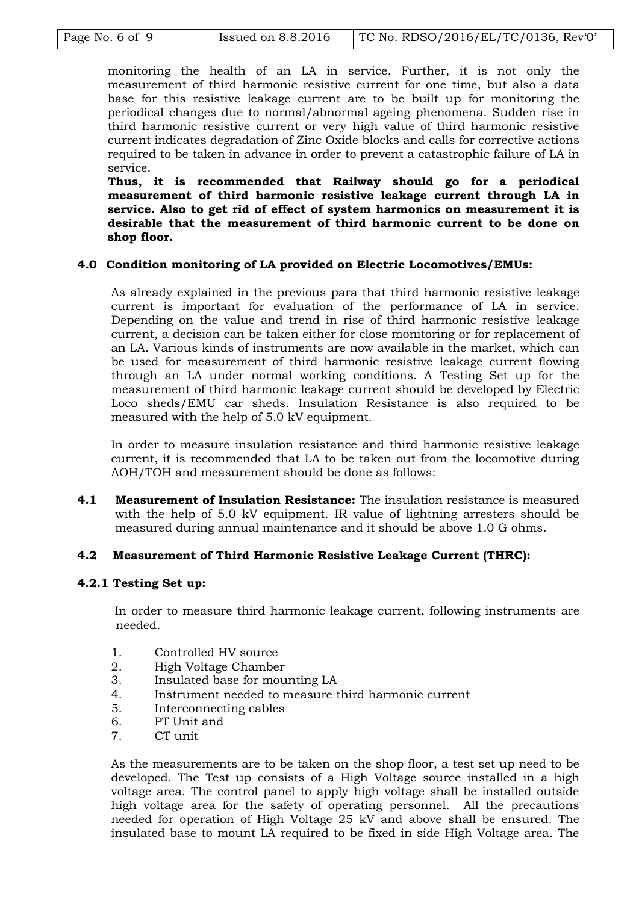monitoring the health of an LA in service. Further, it is not only the measurement of third harmonic resistive current for one time, but also a data base for this resistive leakage current are to be built up for monitoring the periodical changes due to normal/abnormal ageing phenomena. Sudden rise in third harmonic resistive current or very high value of third harmonic resistive current indicates degradation of Zinc Oxide blocks and calls for corrective actions required to be taken in advance in order to prevent a catastrophic failure of LA in service.

**Thus, it is recommended that Railway should go for a periodical measurement of third harmonic resistive leakage current through LA in service. Also to get rid of effect of system harmonics on measurement it is desirable that the measurement of third harmonic current to be done on shop floor.**

## 4.0 Condition monitoring of LA provided on Electric Locomotives/EMUs:

As already explained in the previous para that third harmonic resistive leakage current is important for evaluation of the performance of LA in service. Depending on the value and trend in rise of third harmonic resistive leakage current, a decision can be taken either for close monitoring or for replacement of an LA. Various kinds of instruments are now available in the market, which can be used for measurement of third harmonic resistive leakage current flowing through an LA under normal working conditions. A Testing Set up for the measurement of third harmonic leakage current should be developed by Electric Loco sheds/EMU car sheds. Insulation Resistance is also required to be measured with the help of 5.0 kV equipment.

In order to measure insulation resistance and third harmonic resistive leakage current, it is recommended that LA to be taken out from the locomotive during AOH/TOH and measurement should be done as follows:

**4.1 Measurement of Insulation Resistance:** The insulation resistance is measured with the help of 5.0 kV equipment. IR value of lightning arresters should be measured during annual maintenance and it should be above 1.0 G ohms.

### 4.2 Measurement of Third Harmonic Resistive Leakage Current (THRC):

#### 4.2.1 Testing Set up:

In order to measure third harmonic leakage current, following instruments are needed.

1. Controlled HV source
2. High Voltage Chamber
3. Insulated base for mounting LA
4. Instrument needed to measure third harmonic current
5. Interconnecting cables
6. PT Unit and
7. CT unit

As the measurements are to be taken on the shop floor, a test set up need to be developed. The Test up consists of a High Voltage source installed in a high voltage area. The control panel to apply high voltage shall be installed outside high voltage area for the safety of operating personnel. All the precautions needed for operation of High Voltage 25 kV and above shall be ensured. The insulated base to mount LA required to be fixed in side High Voltage area. The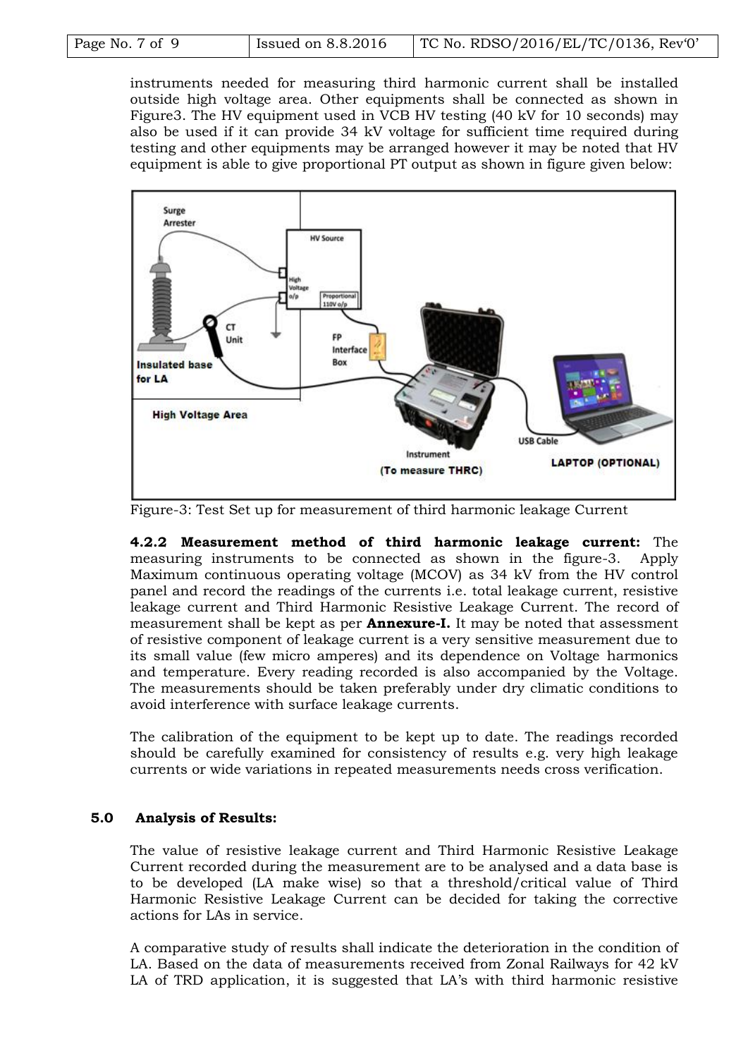instruments needed for measuring third harmonic current shall be installed outside high voltage area. Other equipments shall be connected as shown in Figure3. The HV equipment used in VCB HV testing (40 kV for 10 seconds) may also be used if it can provide 34 kV voltage for sufficient time required during testing and other equipments may be arranged however it may be noted that HV equipment is able to give proportional PT output as shown in figure given below:

Figure-3: Test Set up for measurement of third harmonic leakage Current

**4.2.2 Measurement method of third harmonic leakage current:** The measuring instruments to be connected as shown in the figure-3. Apply Maximum continuous operating voltage (MCOV) as 34 kV from the HV control panel and record the readings of the currents i.e. total leakage current, resistive leakage current and Third Harmonic Resistive Leakage Current. The record of measurement shall be kept as per **Annexure-I.** It may be noted that assessment of resistive component of leakage current is a very sensitive measurement due to its small value (few micro amperes) and its dependence on Voltage harmonics and temperature. Every reading recorded is also accompanied by the Voltage. The measurements should be taken preferably under dry climatic conditions to avoid interference with surface leakage currents.

The calibration of the equipment to be kept up to date. The readings recorded should be carefully examined for consistency of results e.g. very high leakage currents or wide variations in repeated measurements needs cross verification.

## 5.0 Analysis of Results:

The value of resistive leakage current and Third Harmonic Resistive Leakage Current recorded during the measurement are to be analysed and a data base is to be developed (LA make wise) so that a threshold/critical value of Third Harmonic Resistive Leakage Current can be decided for taking the corrective actions for LAs in service.

A comparative study of results shall indicate the deterioration in the condition of LA. Based on the data of measurements received from Zonal Railways for 42 kV LA of TRD application, it is suggested that LA's with third harmonic resistive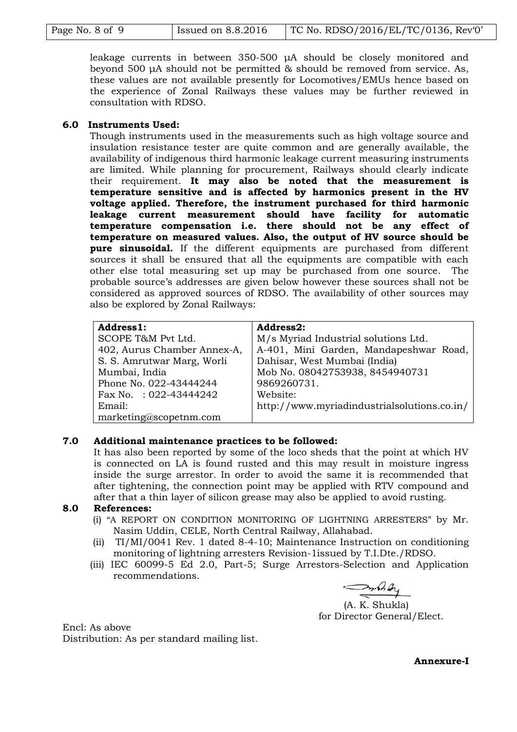leakage currents in between 350-500 µA should be closely monitored and beyond 500 µA should not be permitted & should be removed from service. As, these values are not available presently for Locomotives/EMUs hence based on the experience of Zonal Railways these values may be further reviewed in consultation with RDSO.

## 6.0 Instruments Used:

Though instruments used in the measurements such as high voltage source and insulation resistance tester are quite common and are generally available, the availability of indigenous third harmonic leakage current measuring instruments are limited. While planning for procurement, Railways should clearly indicate their requirement. **It may also be noted that the measurement is temperature sensitive and is affected by harmonics present in the HV voltage applied. Therefore, the instrument purchased for third harmonic leakage current measurement should have facility for automatic temperature compensation i.e. there should not be any effect of temperature on measured values. Also, the output of HV source should be pure sinusoidal.** If the different equipments are purchased from different sources it shall be ensured that all the equipments are compatible with each other else total measuring set up may be purchased from one source. The probable source's addresses are given below however these sources shall not be considered as approved sources of RDSO. The availability of other sources may also be explored by Zonal Railways:

| **Address1:** | **Address2:** |
|---|---|
| SCOPE T&M Pvt Ltd.<br>402, Aurus Chamber Annex-A,<br>S. S. Amrutwar Marg, Worli<br>Mumbai, India<br>Phone No. 022-43444244<br>Fax No. : 022-43444242<br>Email:<br>marketing@scopetnm.com | M/s Myriad Industrial solutions Ltd.<br>A-401, Mini Garden, Mandapeshwar Road,<br>Dahisar, West Mumbai (India)<br>Mob No. 08042753938, 8454940731<br>9869260731.<br>Website:<br>http://www.myriadindustrialsolutions.co.in/ |

## 7.0 Additional maintenance practices to be followed:

It has also been reported by some of the loco sheds that the point at which HV is connected on LA is found rusted and this may result in moisture ingress inside the surge arrestor. In order to avoid the same it is recommended that after tightening, the connection point may be applied with RTV compound and after that a thin layer of silicon grease may also be applied to avoid rusting.

## 8.0 References:

(i) "A REPORT ON CONDITION MONITORING OF LIGHTNING ARRESTERS" by Mr. Nasim Uddin, CELE, North Central Railway, Allahabad.

(ii) TI/MI/0041 Rev. 1 dated 8-4-10; Maintenance Instruction on conditioning monitoring of lightning arresters Revision-1issued by T.I.Dte./RDSO.

(iii) IEC 60099-5 Ed 2.0, Part-5; Surge Arrestors-Selection and Application recommendations.

(A. K. Shukla)
for Director General/Elect.

Encl: As above
Distribution: As per standard mailing list.

**Annexure-I**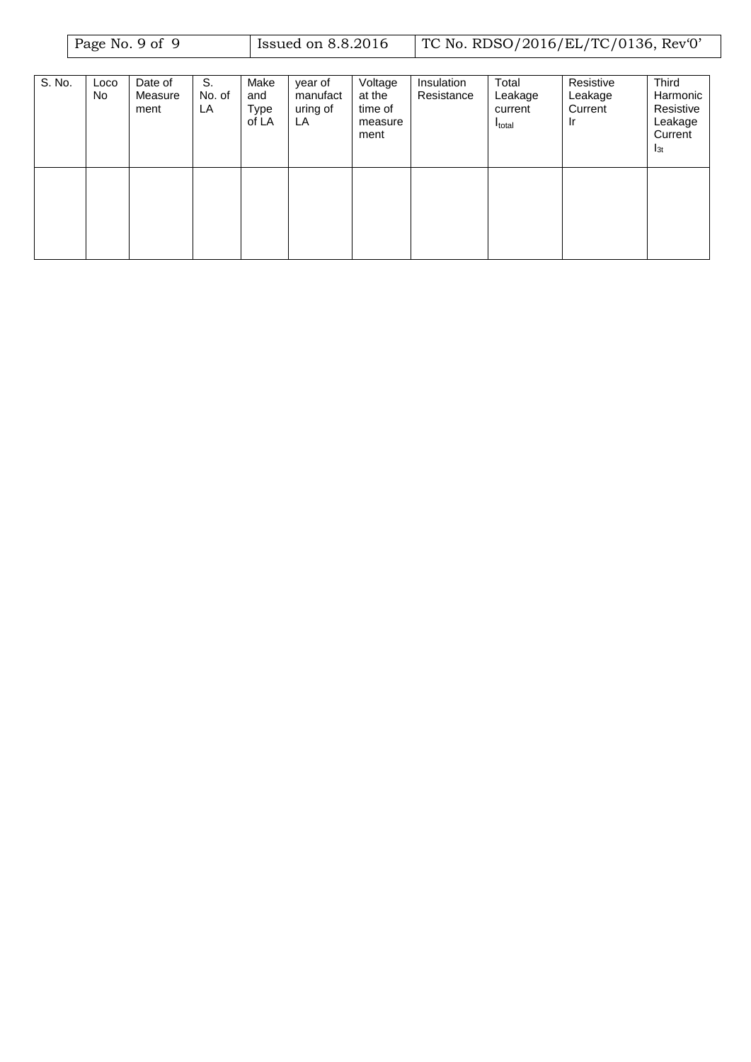| S. No. | Loco No | Date of Measurement | S. No. of LA | Make and Type of LA | year of manufacturing of LA | Voltage at the time of measurement | Insulation Resistance | Total Leakage current $I_{total}$ | Resistive Leakage Current Ir | Third Harmonic Resistive Leakage Current $I_{3t}$ |
|---|---|---|---|---|---|---|---|---|---|---|
| | | | | | | | | | | |